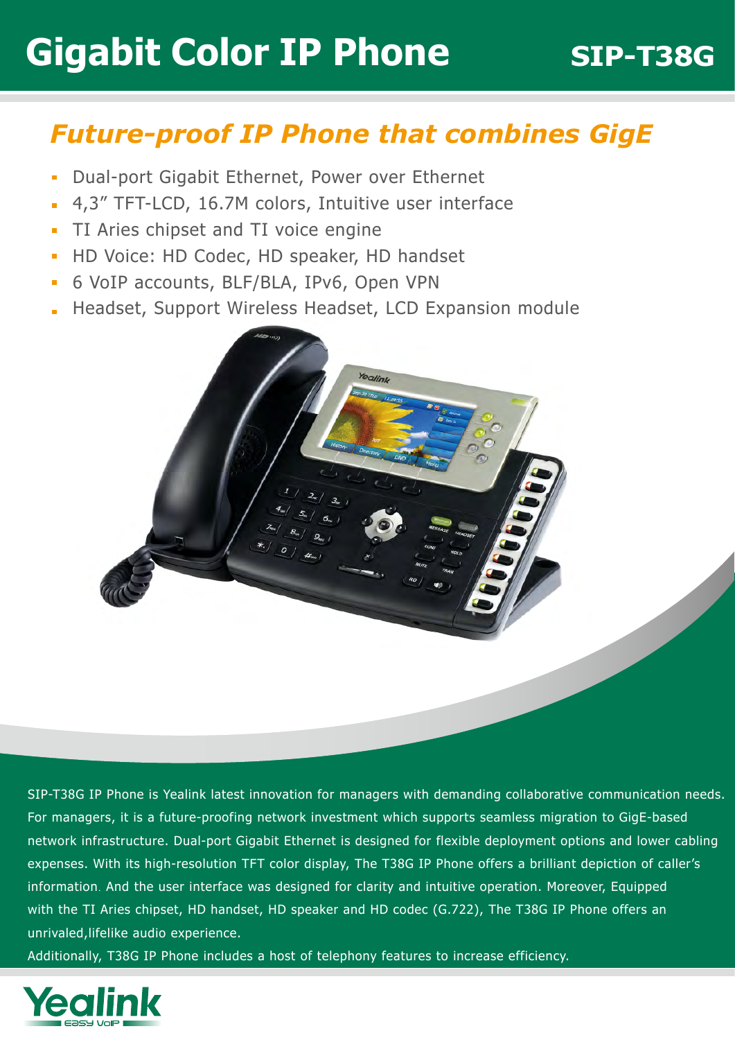# Gigabit Color IP Phone

**SIP-T38G**

## *Future-proof IP Phone that combines GigE*

- Dual-port Gigabit Ethernet, Power over Ethernet
- 4,3" TFT-LCD, 16.7M colors, Intuitive user interface
- TI Aries chipset and TI voice engine
- HD Voice: HD Codec, HD speaker, HD handset
- 6 VoIP accounts, BLF/BLA, IPv6, Open VPN
- Headset, Support Wireless Headset, LCD Expansion module

SIP-T38G IP Phone is Yealink latest innovation for managers with demanding collaborative communication needs. For managers, it is a future-proofing network investment which supports seamless migration to GigE-based network infrastructure. Dual-port Gigabit Ethernet is designed for flexible deployment options and lower cabling expenses. With its high-resolution TFT color display, The T38G IP Phone offers a brilliant depiction of caller's information. And the user interface was designed for clarity and intuitive operation. Moreover, Equipped with the TI Aries chipset, HD handset, HD speaker and HD codec (G.722), The T38G IP Phone offers an unrivaled,lifelike audio experience.

Additionally, T38G IP Phone includes a host of telephony features to increase efficiency.

Yealink
Easy VoIP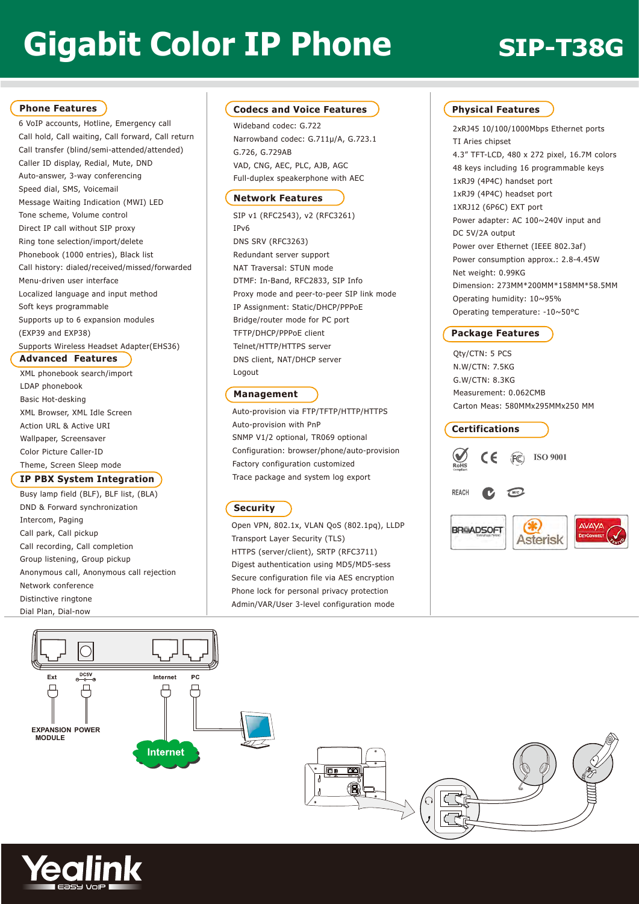# Gigabit Color IP Phone

## SIP-T38G

### Phone Features

6 VoIP accounts, Hotline, Emergency call
Call hold, Call waiting, Call forward, Call return
Call transfer (blind/semi-attended/attended)
Caller ID display, Redial, Mute, DND
Auto-answer, 3-way conferencing
Speed dial, SMS, Voicemail
Message Waiting Indication (MWI) LED
Tone scheme, Volume control
Direct IP call without SIP proxy
Ring tone selection/import/delete
Phonebook (1000 entries), Black list
Call history: dialed/received/missed/forwarded
Menu-driven user interface
Localized language and input method
Soft keys programmable
Supports up to 6 expansion modules (EXP39 and EXP38)
Supports Wireless Headset Adapter(EHS36)

### Advanced Features

XML phonebook search/import
LDAP phonebook
Basic Hot-desking
XML Browser, XML Idle Screen
Action URL & Active URI
Wallpaper, Screensaver
Color Picture Caller-ID
Theme, Screen Sleep mode

### IP PBX System Integration

Busy lamp field (BLF), BLF list, (BLA)
DND & Forward synchronization
Intercom, Paging
Call park, Call pickup
Call recording, Call completion
Group listening, Group pickup
Anonymous call, Anonymous call rejection
Network conference
Distinctive ringtone
Dial Plan, Dial-now

### Codecs and Voice Features

Wideband codec: G.722
Narrowband codec: G.711μ/A, G.723.1
G.726, G.729AB
VAD, CNG, AEC, PLC, AJB, AGC
Full-duplex speakerphone with AEC

### Network Features

SIP v1 (RFC2543), v2 (RFC3261)
IPv6
DNS SRV (RFC3263)
Redundant server support
NAT Traversal: STUN mode
DTMF: In-Band, RFC2833, SIP Info
Proxy mode and peer-to-peer SIP link mode
IP Assignment: Static/DHCP/PPPoE
Bridge/router mode for PC port
TFTP/DHCP/PPPoE client
Telnet/HTTP/HTTPS server
DNS client, NAT/DHCP server
Logout

### Management

Auto-provision via FTP/TFTP/HTTP/HTTPS
Auto-provision with PnP
SNMP V1/2 optional, TR069 optional
Configuration: browser/phone/auto-provision
Factory configuration customized
Trace package and system log export

### Security

Open VPN, 802.1x, VLAN QoS (802.1pq), LLDP
Transport Layer Security (TLS)
HTTPS (server/client), SRTP (RFC3711)
Digest authentication using MD5/MD5-sess
Secure configuration file via AES encryption
Phone lock for personal privacy protection
Admin/VAR/User 3-level configuration mode

### Physical Features

2xRJ45 10/100/1000Mbps Ethernet ports
TI Aries chipset
4.3" TFT-LCD, 480 x 272 pixel, 16.7M colors
48 keys including 16 programmable keys
1xRJ9 (4P4C) handset port
1xRJ9 (4P4C) headset port
1XRJ12 (6P6C) EXT port
Power adapter: AC 100~240V input and DC 5V/2A output
Power over Ethernet (IEEE 802.3af)
Power consumption approx.: 2.8-4.45W
Net weight: 0.99KG
Dimension: 273MM*200MM*158MM*58.5MM
Operating humidity: 10~95%
Operating temperature: -10~50°C

### Package Features

Qty/CTN: 5 PCS
N.W/CTN: 7.5KG
G.W/CTN: 8.3KG
Measurement: 0.062CMB
Carton Meas: 580MMx295MMx250 MM

### Certifications

RoHS Compliant, CE, FC, ISO 9001
REACH
BROADSOFT, Asterisk, AVAYA DevConnect

Ext
DCSV
Internet
PC
EXPANSION MODULE
POWER
Internet

Yealink
easy VoIP